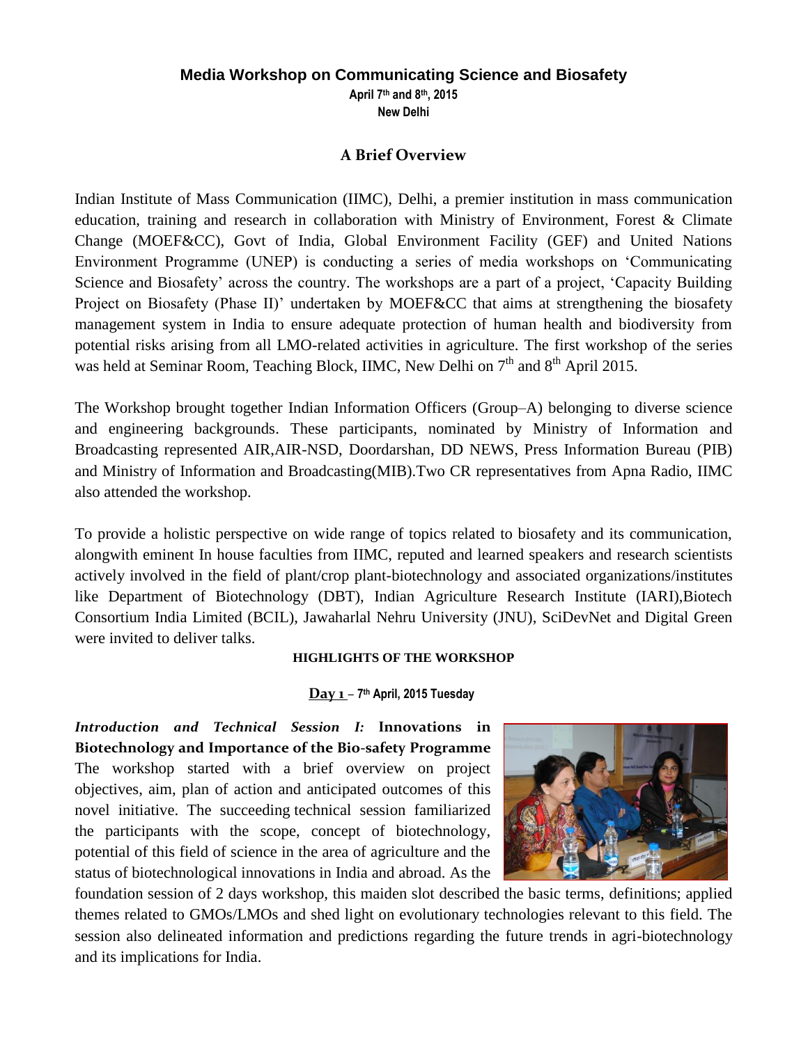# Media Workshop on Communicating Science and Biosafety

**April 7th and 8th, 2015**
**New Delhi**

## A Brief Overview

Indian Institute of Mass Communication (IIMC), Delhi, a premier institution in mass communication education, training and research in collaboration with Ministry of Environment, Forest & Climate Change (MOEF&CC), Govt of India, Global Environment Facility (GEF) and United Nations Environment Programme (UNEP) is conducting a series of media workshops on 'Communicating Science and Biosafety' across the country. The workshops are a part of a project, 'Capacity Building Project on Biosafety (Phase II)' undertaken by MOEF&CC that aims at strengthening the biosafety management system in India to ensure adequate protection of human health and biodiversity from potential risks arising from all LMO-related activities in agriculture. The first workshop of the series was held at Seminar Room, Teaching Block, IIMC, New Delhi on 7th and 8th April 2015.

The Workshop brought together Indian Information Officers (Group–A) belonging to diverse science and engineering backgrounds. These participants, nominated by Ministry of Information and Broadcasting represented AIR,AIR-NSD, Doordarshan, DD NEWS, Press Information Bureau (PIB) and Ministry of Information and Broadcasting(MIB).Two CR representatives from Apna Radio, IIMC also attended the workshop.

To provide a holistic perspective on wide range of topics related to biosafety and its communication, alongwith eminent In house faculties from IIMC, reputed and learned speakers and research scientists actively involved in the field of plant/crop plant-biotechnology and associated organizations/institutes like Department of Biotechnology (DBT), Indian Agriculture Research Institute (IARI),Biotech Consortium India Limited (BCIL), Jawaharlal Nehru University (JNU), SciDevNet and Digital Green were invited to deliver talks.

### HIGHLIGHTS OF THE WORKSHOP

**Day 1** – **7th April, 2015 Tuesday**

***Introduction and Technical Session I:*** **Innovations in Biotechnology and Importance of the Bio-safety Programme**
The workshop started with a brief overview on project objectives, aim, plan of action and anticipated outcomes of this novel initiative. The succeeding technical session familiarized the participants with the scope, concept of biotechnology, potential of this field of science in the area of agriculture and the status of biotechnological innovations in India and abroad. As the foundation session of 2 days workshop, this maiden slot described the basic terms, definitions; applied themes related to GMOs/LMOs and shed light on evolutionary technologies relevant to this field. The session also delineated information and predictions regarding the future trends in agri-biotechnology and its implications for India.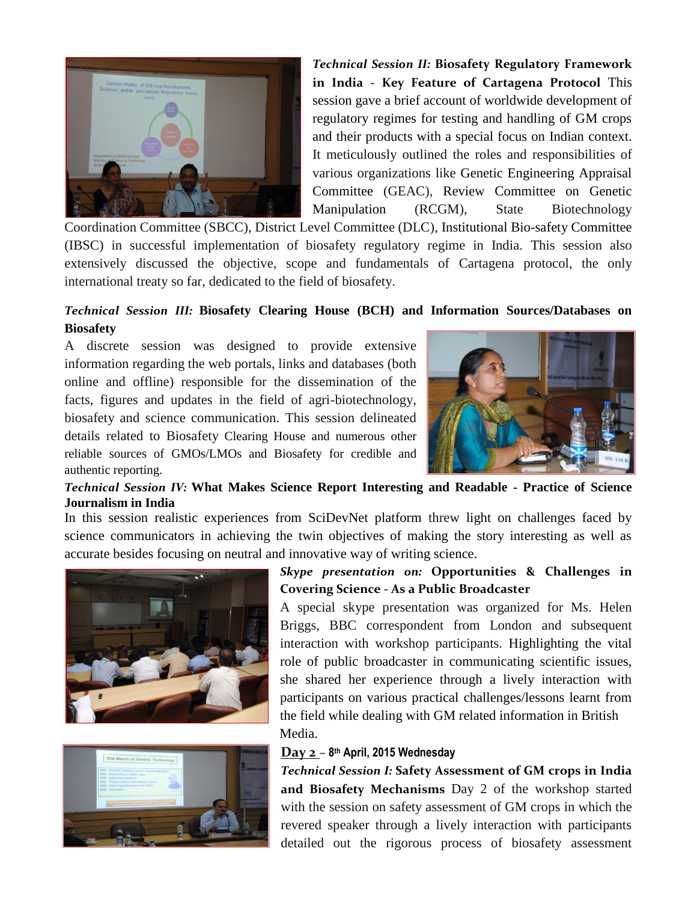***Technical Session II:*** **Biosafety Regulatory Framework in India - Key Feature of Cartagena Protocol** This session gave a brief account of worldwide development of regulatory regimes for testing and handling of GM crops and their products with a special focus on Indian context. It meticulously outlined the roles and responsibilities of various organizations like Genetic Engineering Appraisal Committee (GEAC), Review Committee on Genetic Manipulation (RCGM), State Biotechnology Coordination Committee (SBCC), District Level Committee (DLC), Institutional Bio-safety Committee (IBSC) in successful implementation of biosafety regulatory regime in India. This session also extensively discussed the objective, scope and fundamentals of Cartagena protocol, the only international treaty so far, dedicated to the field of biosafety.

***Technical Session III:*** **Biosafety Clearing House (BCH) and Information Sources/Databases on Biosafety**

A discrete session was designed to provide extensive information regarding the web portals, links and databases (both online and offline) responsible for the dissemination of the facts, figures and updates in the field of agri-biotechnology, biosafety and science communication. This session delineated details related to Biosafety Clearing House and numerous other reliable sources of GMOs/LMOs and Biosafety for credible and authentic reporting.

***Technical Session IV:*** **What Makes Science Report Interesting and Readable - Practice of Science Journalism in India**

In this session realistic experiences from SciDevNet platform threw light on challenges faced by science communicators in achieving the twin objectives of making the story interesting as well as accurate besides focusing on neutral and innovative way of writing science.

***Skype presentation on:*** **Opportunities & Challenges in Covering Science - As a Public Broadcaster**

A special skype presentation was organized for Ms. Helen Briggs, BBC correspondent from London and subsequent interaction with workshop participants. Highlighting the vital role of public broadcaster in communicating scientific issues, she shared her experience through a lively interaction with participants on various practical challenges/lessons learnt from the field while dealing with GM related information in British Media.

**Day 2 – 8th April, 2015 Wednesday**

***Technical Session I:*** **Safety Assessment of GM crops in India and Biosafety Mechanisms** Day 2 of the workshop started with the session on safety assessment of GM crops in which the revered speaker through a lively interaction with participants detailed out the rigorous process of biosafety assessment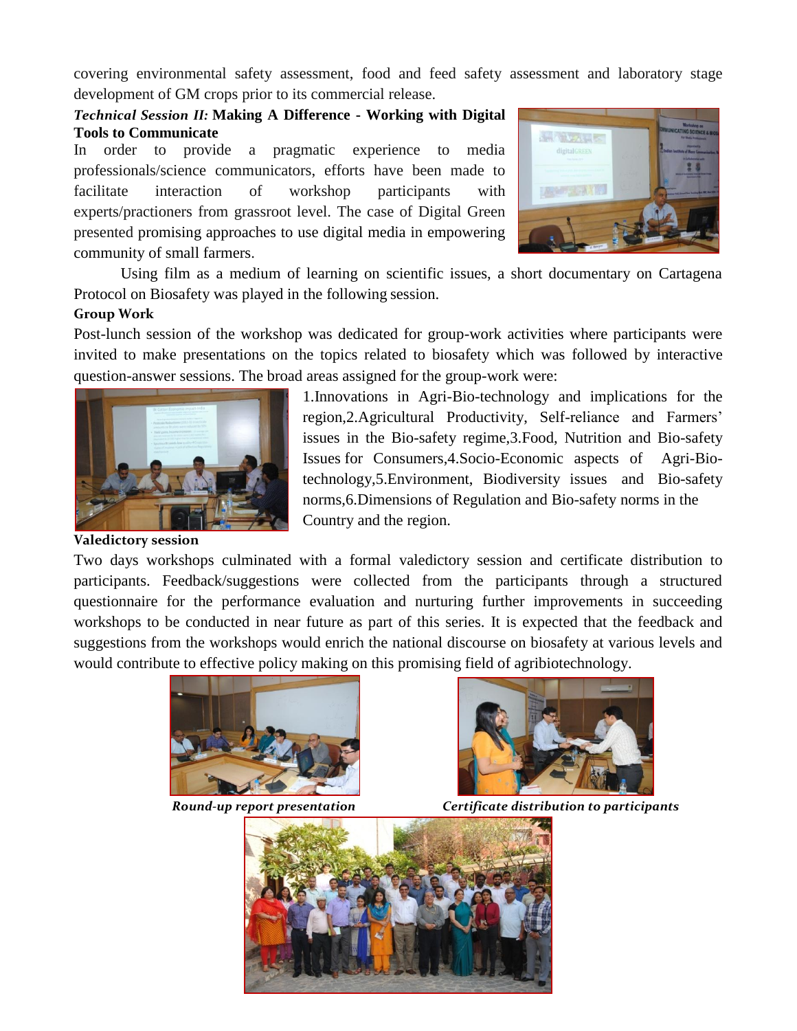covering environmental safety assessment, food and feed safety assessment and laboratory stage development of GM crops prior to its commercial release.

***Technical Session II:*** **Making A Difference - Working with Digital Tools to Communicate**

In order to provide a pragmatic experience to media professionals/science communicators, efforts have been made to facilitate interaction of workshop participants with experts/practioners from grassroot level. The case of Digital Green presented promising approaches to use digital media in empowering community of small farmers.

Using film as a medium of learning on scientific issues, a short documentary on Cartagena Protocol on Biosafety was played in the following session.

**Group Work**

Post-lunch session of the workshop was dedicated for group-work activities where participants were invited to make presentations on the topics related to biosafety which was followed by interactive question-answer sessions. The broad areas assigned for the group-work were:

1.Innovations in Agri-Bio-technology and implications for the region,2.Agricultural Productivity, Self-reliance and Farmers' issues in the Bio-safety regime,3.Food, Nutrition and Bio-safety Issues for Consumers,4.Socio-Economic aspects of Agri-Bio-technology,5.Environment, Biodiversity issues and Bio-safety norms,6.Dimensions of Regulation and Bio-safety norms in the Country and the region.

**Valedictory session**

Two days workshops culminated with a formal valedictory session and certificate distribution to participants. Feedback/suggestions were collected from the participants through a structured questionnaire for the performance evaluation and nurturing further improvements in succeeding workshops to be conducted in near future as part of this series. It is expected that the feedback and suggestions from the workshops would enrich the national discourse on biosafety at various levels and would contribute to effective policy making on this promising field of agribiotechnology.

***Round-up report presentation***

***Certificate distribution to participants***